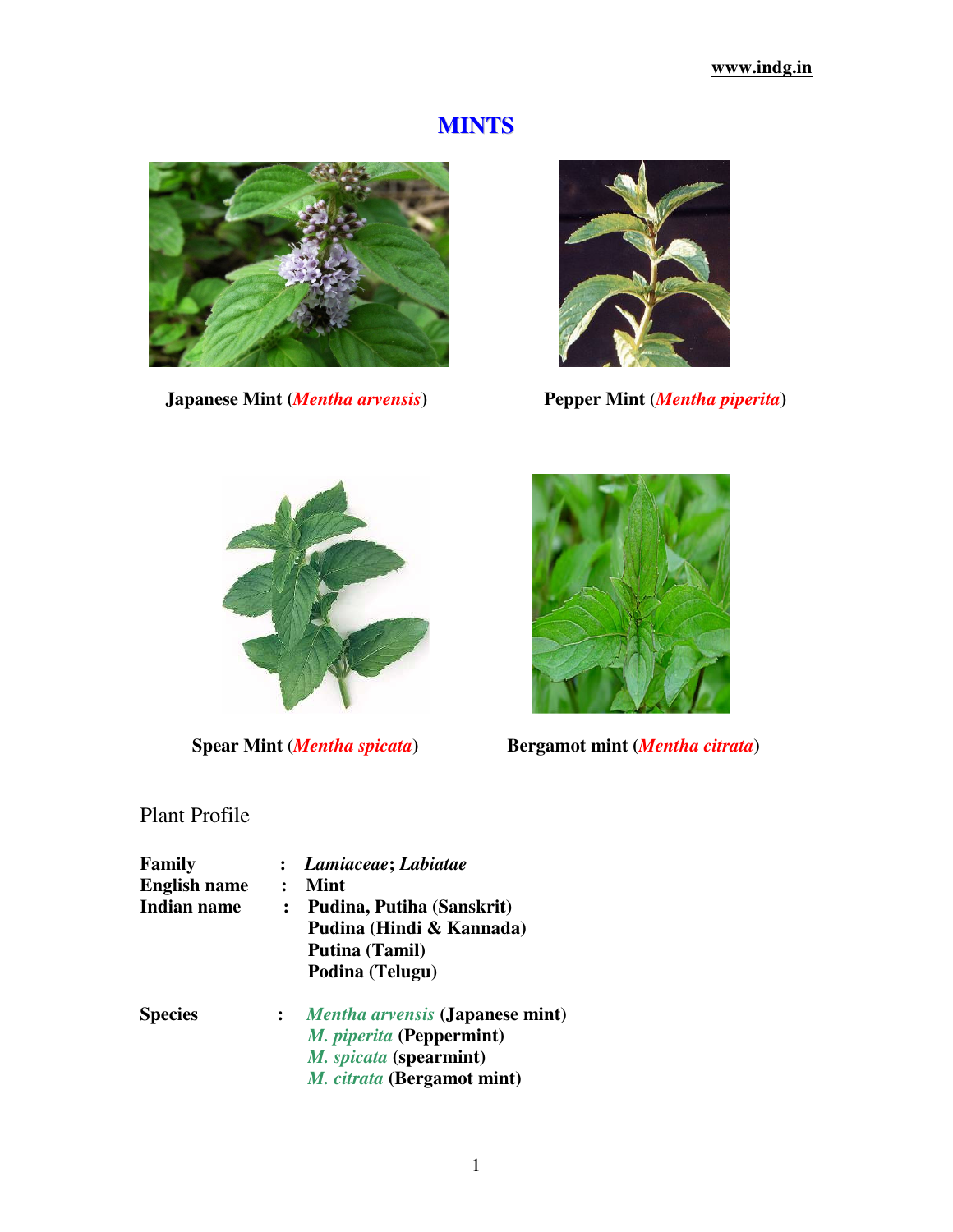# MINTS

**Japanese Mint (*Mentha arvensis*)**

**Pepper Mint (*Mentha piperita*)**

**Spear Mint (*Mentha spicata*)**

**Bergamot mint (*Mentha citrata*)**

## Plant Profile

| | | |
|---|---|---|
| **Family** | : | ***Lamiaceae*; *Labiatae*** |
| **English name** | : | **Mint** |
| **Indian name** | : | **Pudina, Putiha (Sanskrit)**<br>**Pudina (Hindi & Kannada)**<br>**Putina (Tamil)**<br>**Podina (Telugu)** |
| **Species** | : | *Mentha arvensis* **(Japanese mint)**<br>*M. piperita* **(Peppermint)**<br>*M. spicata* **(spearmint)**<br>*M. citrata* **(Bergamot mint)** |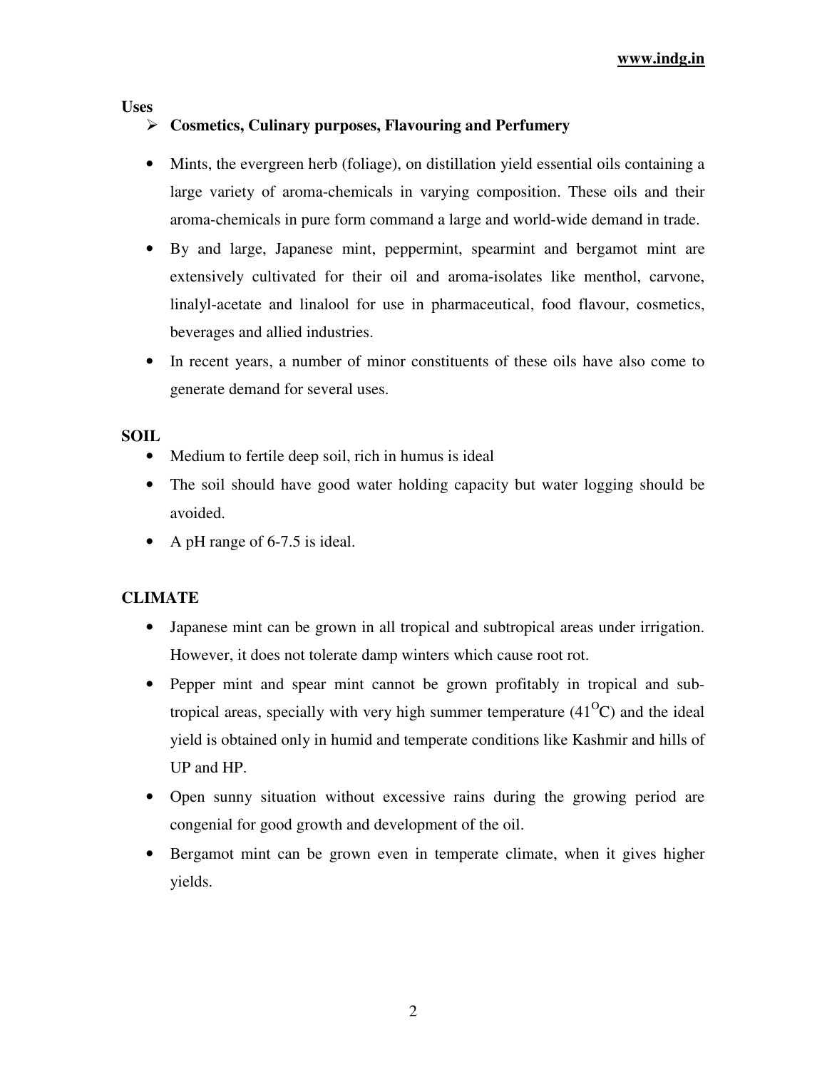**Uses**

- **Cosmetics, Culinary purposes, Flavouring and Perfumery**

- Mints, the evergreen herb (foliage), on distillation yield essential oils containing a large variety of aroma-chemicals in varying composition. These oils and their aroma-chemicals in pure form command a large and world-wide demand in trade.
- By and large, Japanese mint, peppermint, spearmint and bergamot mint are extensively cultivated for their oil and aroma-isolates like menthol, carvone, linalyl-acetate and linalool for use in pharmaceutical, food flavour, cosmetics, beverages and allied industries.
- In recent years, a number of minor constituents of these oils have also come to generate demand for several uses.

**SOIL**

- Medium to fertile deep soil, rich in humus is ideal
- The soil should have good water holding capacity but water logging should be avoided.
- A pH range of 6-7.5 is ideal.

**CLIMATE**

- Japanese mint can be grown in all tropical and subtropical areas under irrigation. However, it does not tolerate damp winters which cause root rot.
- Pepper mint and spear mint cannot be grown profitably in tropical and sub-tropical areas, specially with very high summer temperature ($41^{O}C$) and the ideal yield is obtained only in humid and temperate conditions like Kashmir and hills of UP and HP.
- Open sunny situation without excessive rains during the growing period are congenial for good growth and development of the oil.
- Bergamot mint can be grown even in temperate climate, when it gives higher yields.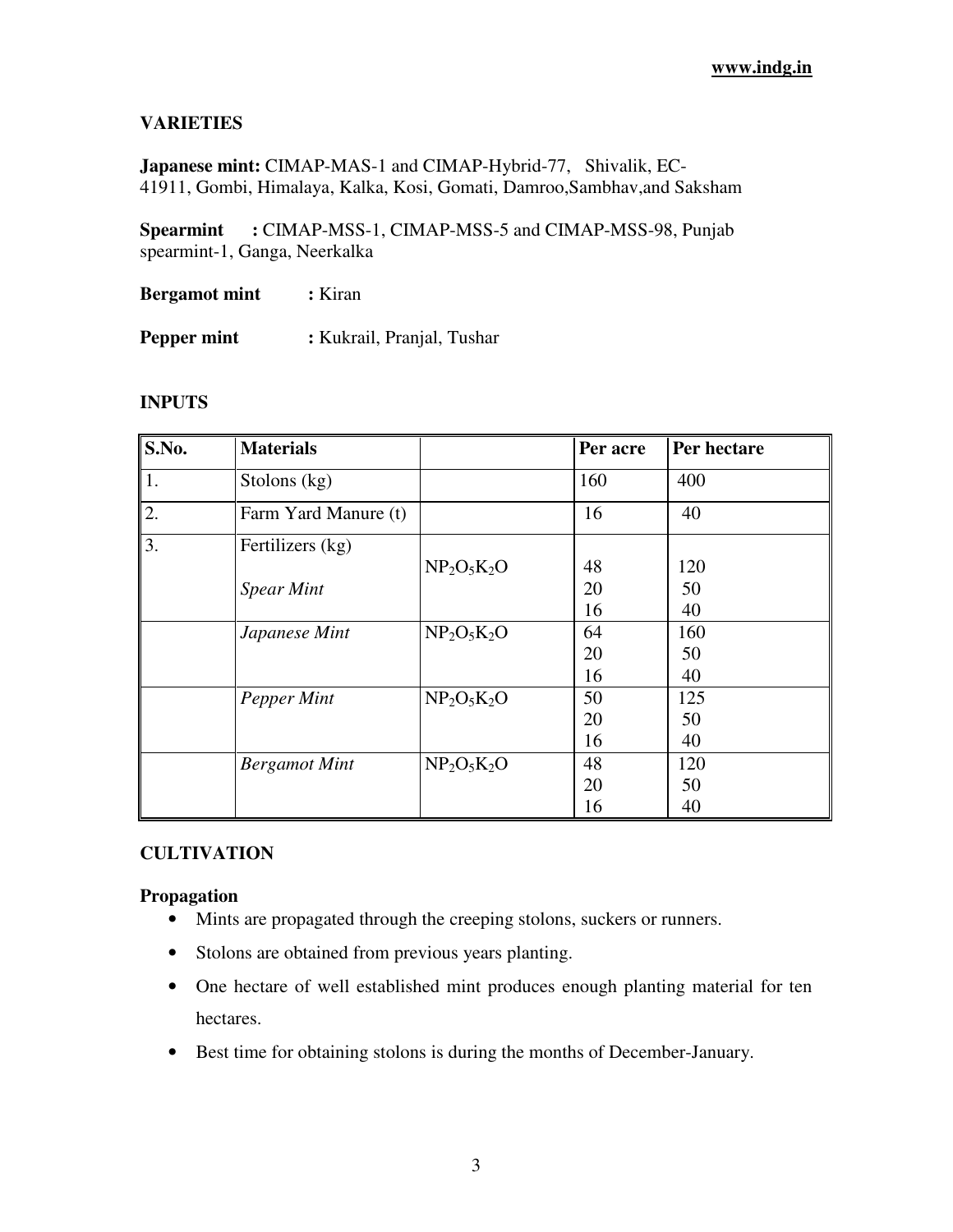## VARIETIES

**Japanese mint:** CIMAP-MAS-1 and CIMAP-Hybrid-77, Shivalik, EC-41911, Gombi, Himalaya, Kalka, Kosi, Gomati, Damroo,Sambhav,and Saksham

**Spearmint :** CIMAP-MSS-1, CIMAP-MSS-5 and CIMAP-MSS-98, Punjab spearmint-1, Ganga, Neerkalka

**Bergamot mint :** Kiran

**Pepper mint :** Kukrail, Pranjal, Tushar

## INPUTS

| S.No. | Materials | | Per acre | Per hectare |
|---|---|---|---|---|
| 1. | Stolons (kg) | | 160 | 400 |
| 2. | Farm Yard Manure (t) | | 16 | 40 |
| 3. | Fertilizers (kg) <br> *Spear Mint* | $NP_2O_5K_2O$ | 48<br>20<br>16 | 120<br>50<br>40 |
| | *Japanese Mint* | $NP_2O_5K_2O$ | 64<br>20<br>16 | 160<br>50<br>40 |
| | *Pepper Mint* | $NP_2O_5K_2O$ | 50<br>20<br>16 | 125<br>50<br>40 |
| | *Bergamot Mint* | $NP_2O_5K_2O$ | 48<br>20<br>16 | 120<br>50<br>40 |

## CULTIVATION

### Propagation

- Mints are propagated through the creeping stolons, suckers or runners.
- Stolons are obtained from previous years planting.
- One hectare of well established mint produces enough planting material for ten hectares.
- Best time for obtaining stolons is during the months of December-January.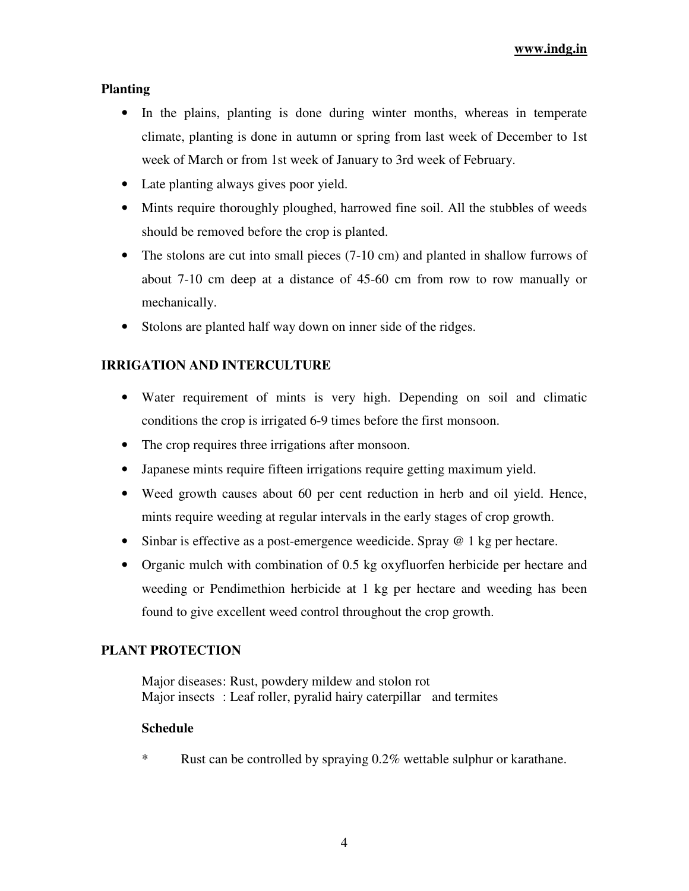**Planting**

- In the plains, planting is done during winter months, whereas in temperate climate, planting is done in autumn or spring from last week of December to 1st week of March or from 1st week of January to 3rd week of February.
- Late planting always gives poor yield.
- Mints require thoroughly ploughed, harrowed fine soil. All the stubbles of weeds should be removed before the crop is planted.
- The stolons are cut into small pieces (7-10 cm) and planted in shallow furrows of about 7-10 cm deep at a distance of 45-60 cm from row to row manually or mechanically.
- Stolons are planted half way down on inner side of the ridges.

**IRRIGATION AND INTERCULTURE**

- Water requirement of mints is very high. Depending on soil and climatic conditions the crop is irrigated 6-9 times before the first monsoon.
- The crop requires three irrigations after monsoon.
- Japanese mints require fifteen irrigations require getting maximum yield.
- Weed growth causes about 60 per cent reduction in herb and oil yield. Hence, mints require weeding at regular intervals in the early stages of crop growth.
- Sinbar is effective as a post-emergence weedicide. Spray @ 1 kg per hectare.
- Organic mulch with combination of 0.5 kg oxyfluorfen herbicide per hectare and weeding or Pendimethion herbicide at 1 kg per hectare and weeding has been found to give excellent weed control throughout the crop growth.

**PLANT PROTECTION**

Major diseases: Rust, powdery mildew and stolon rot
Major insects : Leaf roller, pyralid hairy caterpillar and termites

**Schedule**

\* Rust can be controlled by spraying 0.2% wettable sulphur or karathane.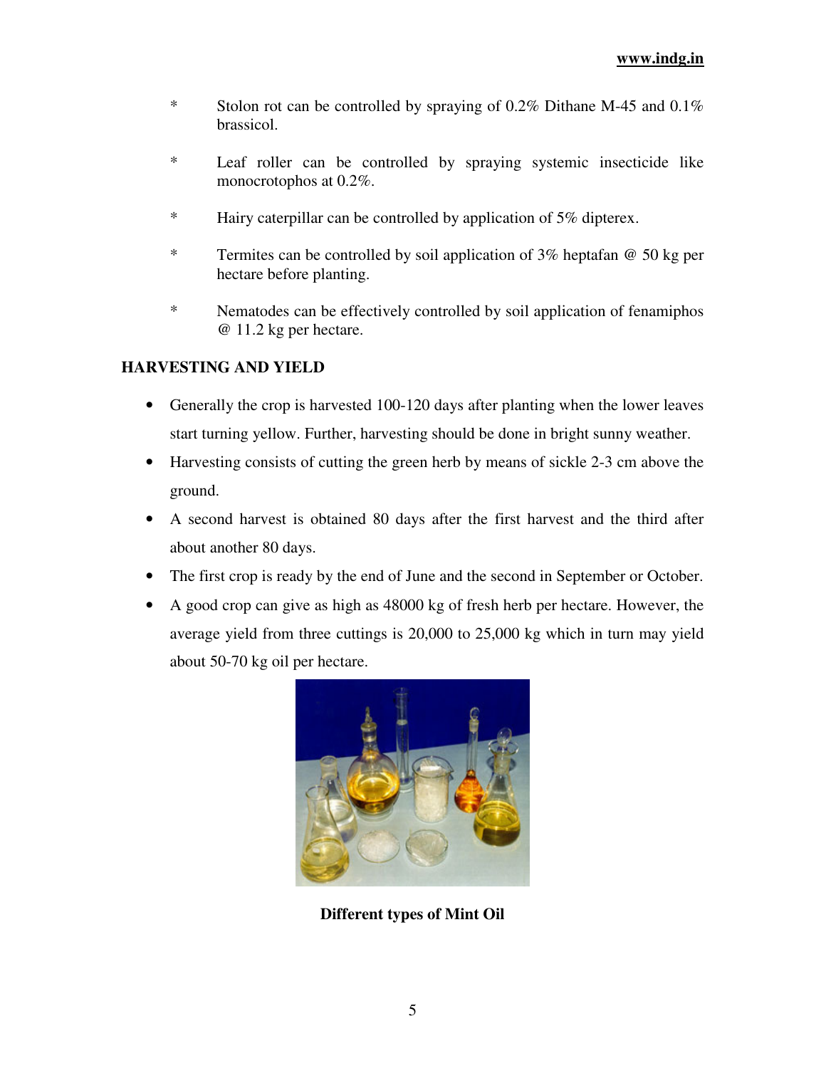* Stolon rot can be controlled by spraying of 0.2% Dithane M-45 and 0.1% brassicol.

* Leaf roller can be controlled by spraying systemic insecticide like monocrotophos at 0.2%.

* Hairy caterpillar can be controlled by application of 5% dipterex.

* Termites can be controlled by soil application of 3% heptafan @ 50 kg per hectare before planting.

* Nematodes can be effectively controlled by soil application of fenamiphos @ 11.2 kg per hectare.

## HARVESTING AND YIELD

- Generally the crop is harvested 100-120 days after planting when the lower leaves start turning yellow. Further, harvesting should be done in bright sunny weather.
- Harvesting consists of cutting the green herb by means of sickle 2-3 cm above the ground.
- A second harvest is obtained 80 days after the first harvest and the third after about another 80 days.
- The first crop is ready by the end of June and the second in September or October.
- A good crop can give as high as 48000 kg of fresh herb per hectare. However, the average yield from three cuttings is 20,000 to 25,000 kg which in turn may yield about 50-70 kg oil per hectare.

**Different types of Mint Oil**